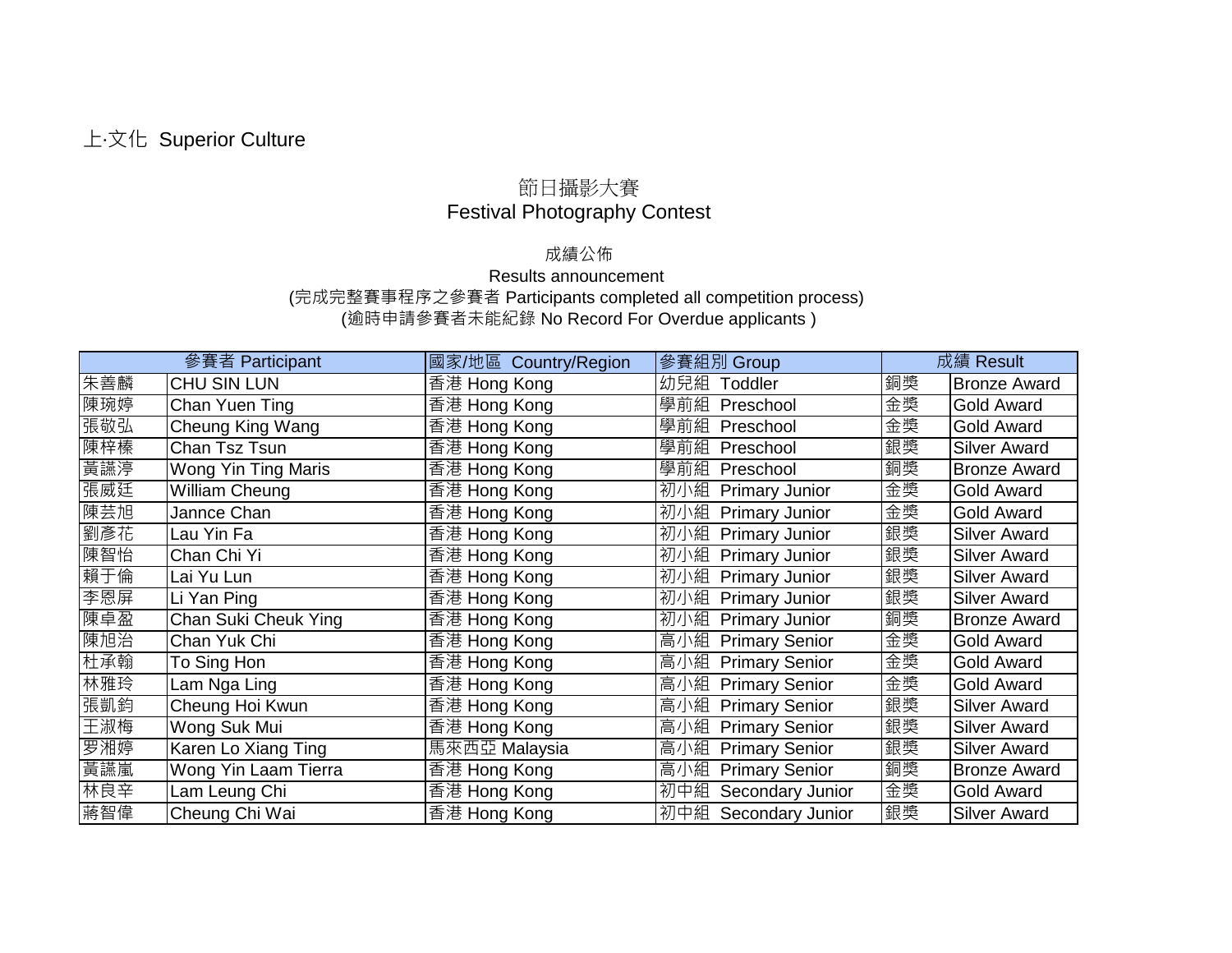上·文化 Superior Culture

# 節日攝影大賽
# Festival Photography Contest

成績公佈

Results announcement

(完成完整賽事程序之參賽者 Participants completed all competition process)

(逾時申請參賽者未能紀錄 No Record For Overdue applicants )

| 參賽者 Participant | | 國家/地區 Country/Region | 參賽組別 Group | 成績 Result | |
|---|---|---|---|---|---|
| 朱善麟 | CHU SIN LUN | 香港 Hong Kong | 幼兒組 Toddler | 銅獎 | Bronze Award |
| 陳琬婷 | Chan Yuen Ting | 香港 Hong Kong | 學前組 Preschool | 金獎 | Gold Award |
| 張敬弘 | Cheung King Wang | 香港 Hong Kong | 學前組 Preschool | 金獎 | Gold Award |
| 陳梓榛 | Chan Tsz Tsun | 香港 Hong Kong | 學前組 Preschool | 銀獎 | Silver Award |
| 黃讌渟 | Wong Yin Ting Maris | 香港 Hong Kong | 學前組 Preschool | 銅獎 | Bronze Award |
| 張威廷 | William Cheung | 香港 Hong Kong | 初小組 Primary Junior | 金獎 | Gold Award |
| 陳芸旭 | Jannce Chan | 香港 Hong Kong | 初小組 Primary Junior | 金獎 | Gold Award |
| 劉彥花 | Lau Yin Fa | 香港 Hong Kong | 初小組 Primary Junior | 銀獎 | Silver Award |
| 陳智怡 | Chan Chi Yi | 香港 Hong Kong | 初小組 Primary Junior | 銀獎 | Silver Award |
| 賴于倫 | Lai Yu Lun | 香港 Hong Kong | 初小組 Primary Junior | 銀獎 | Silver Award |
| 李恩屏 | Li Yan Ping | 香港 Hong Kong | 初小組 Primary Junior | 銀獎 | Silver Award |
| 陳卓盈 | Chan Suki Cheuk Ying | 香港 Hong Kong | 初小組 Primary Junior | 銅獎 | Bronze Award |
| 陳旭治 | Chan Yuk Chi | 香港 Hong Kong | 高小組 Primary Senior | 金獎 | Gold Award |
| 杜承翰 | To Sing Hon | 香港 Hong Kong | 高小組 Primary Senior | 金獎 | Gold Award |
| 林雅玲 | Lam Nga Ling | 香港 Hong Kong | 高小組 Primary Senior | 金獎 | Gold Award |
| 張凱鈞 | Cheung Hoi Kwun | 香港 Hong Kong | 高小組 Primary Senior | 銀獎 | Silver Award |
| 王淑梅 | Wong Suk Mui | 香港 Hong Kong | 高小組 Primary Senior | 銀獎 | Silver Award |
| 罗湘婷 | Karen Lo Xiang Ting | 馬來西亞 Malaysia | 高小組 Primary Senior | 銀獎 | Silver Award |
| 黃讌嵐 | Wong Yin Laam Tierra | 香港 Hong Kong | 高小組 Primary Senior | 銅獎 | Bronze Award |
| 林良辛 | Lam Leung Chi | 香港 Hong Kong | 初中組 Secondary Junior | 金獎 | Gold Award |
| 蔣智偉 | Cheung Chi Wai | 香港 Hong Kong | 初中組 Secondary Junior | 銀獎 | Silver Award |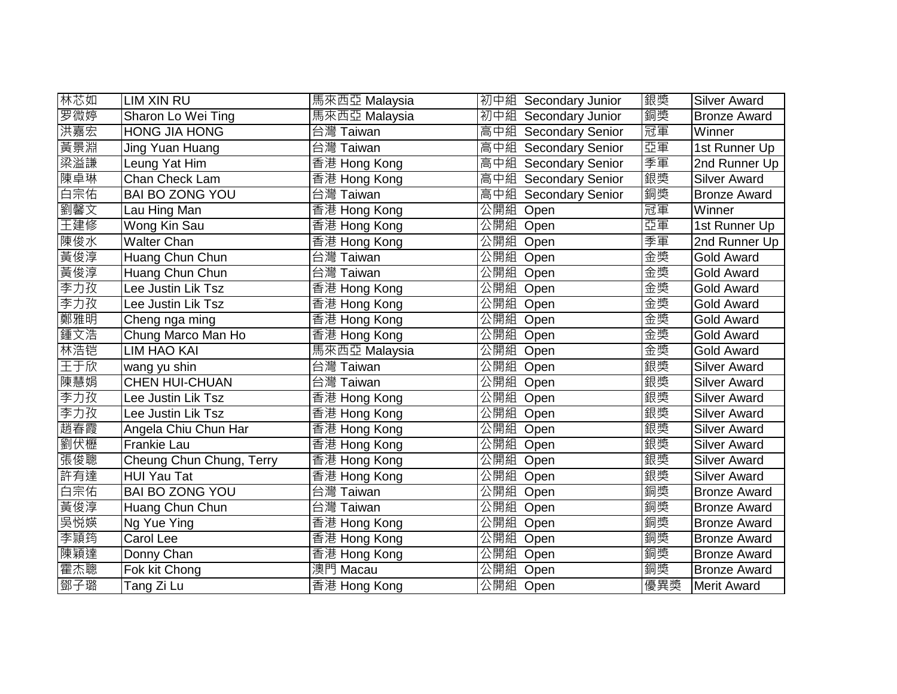| | | | | | |
|---|---|---|---|---|---|
| 林芯如 | LIM XIN RU | 馬來西亞 Malaysia | 初中組 Secondary Junior | 銀獎 | Silver Award |
| 罗微婷 | Sharon Lo Wei Ting | 馬來西亞 Malaysia | 初中組 Secondary Junior | 銅獎 | Bronze Award |
| 洪嘉宏 | HONG JIA HONG | 台灣 Taiwan | 高中組 Secondary Senior | 冠軍 | Winner |
| 黃景淵 | Jing Yuan Huang | 台灣 Taiwan | 高中組 Secondary Senior | 亞軍 | 1st Runner Up |
| 梁溢謙 | Leung Yat Him | 香港 Hong Kong | 高中組 Secondary Senior | 季軍 | 2nd Runner Up |
| 陳卓琳 | Chan Check Lam | 香港 Hong Kong | 高中組 Secondary Senior | 銀獎 | Silver Award |
| 白宗佑 | BAI BO ZONG YOU | 台灣 Taiwan | 高中組 Secondary Senior | 銅獎 | Bronze Award |
| 劉馨文 | Lau Hing Man | 香港 Hong Kong | 公開組 Open | 冠軍 | Winner |
| 王建修 | Wong Kin Sau | 香港 Hong Kong | 公開組 Open | 亞軍 | 1st Runner Up |
| 陳俊水 | Walter Chan | 香港 Hong Kong | 公開組 Open | 季軍 | 2nd Runner Up |
| 黃俊淳 | Huang Chun Chun | 台灣 Taiwan | 公開組 Open | 金獎 | Gold Award |
| 黃俊淳 | Huang Chun Chun | 台灣 Taiwan | 公開組 Open | 金獎 | Gold Award |
| 李力孜 | Lee Justin Lik Tsz | 香港 Hong Kong | 公開組 Open | 金獎 | Gold Award |
| 李力孜 | Lee Justin Lik Tsz | 香港 Hong Kong | 公開組 Open | 金獎 | Gold Award |
| 鄭雅明 | Cheng nga ming | 香港 Hong Kong | 公開組 Open | 金獎 | Gold Award |
| 鍾文浩 | Chung Marco Man Ho | 香港 Hong Kong | 公開組 Open | 金獎 | Gold Award |
| 林浩铠 | LIM HAO KAI | 馬來西亞 Malaysia | 公開組 Open | 金獎 | Gold Award |
| 王于欣 | wang yu shin | 台灣 Taiwan | 公開組 Open | 銀獎 | Silver Award |
| 陳慧娟 | CHEN HUI-CHUAN | 台灣 Taiwan | 公開組 Open | 銀獎 | Silver Award |
| 李力孜 | Lee Justin Lik Tsz | 香港 Hong Kong | 公開組 Open | 銀獎 | Silver Award |
| 李力孜 | Lee Justin Lik Tsz | 香港 Hong Kong | 公開組 Open | 銀獎 | Silver Award |
| 趙春霞 | Angela Chiu Chun Har | 香港 Hong Kong | 公開組 Open | 銀獎 | Silver Award |
| 劉伏櫪 | Frankie Lau | 香港 Hong Kong | 公開組 Open | 銀獎 | Silver Award |
| 張俊聰 | Cheung Chun Chung, Terry | 香港 Hong Kong | 公開組 Open | 銀獎 | Silver Award |
| 許有達 | HUI Yau Tat | 香港 Hong Kong | 公開組 Open | 銀獎 | Silver Award |
| 白宗佑 | BAI BO ZONG YOU | 台灣 Taiwan | 公開組 Open | 銅獎 | Bronze Award |
| 黃俊淳 | Huang Chun Chun | 台灣 Taiwan | 公開組 Open | 銅獎 | Bronze Award |
| 吳悦媖 | Ng Yue Ying | 香港 Hong Kong | 公開組 Open | 銅獎 | Bronze Award |
| 李穎筠 | Carol Lee | 香港 Hong Kong | 公開組 Open | 銅獎 | Bronze Award |
| 陳穎達 | Donny Chan | 香港 Hong Kong | 公開組 Open | 銅獎 | Bronze Award |
| 霍杰聰 | Fok kit Chong | 澳門 Macau | 公開組 Open | 銅獎 | Bronze Award |
| 鄧子璐 | Tang Zi Lu | 香港 Hong Kong | 公開組 Open | 優異獎 | Merit Award |